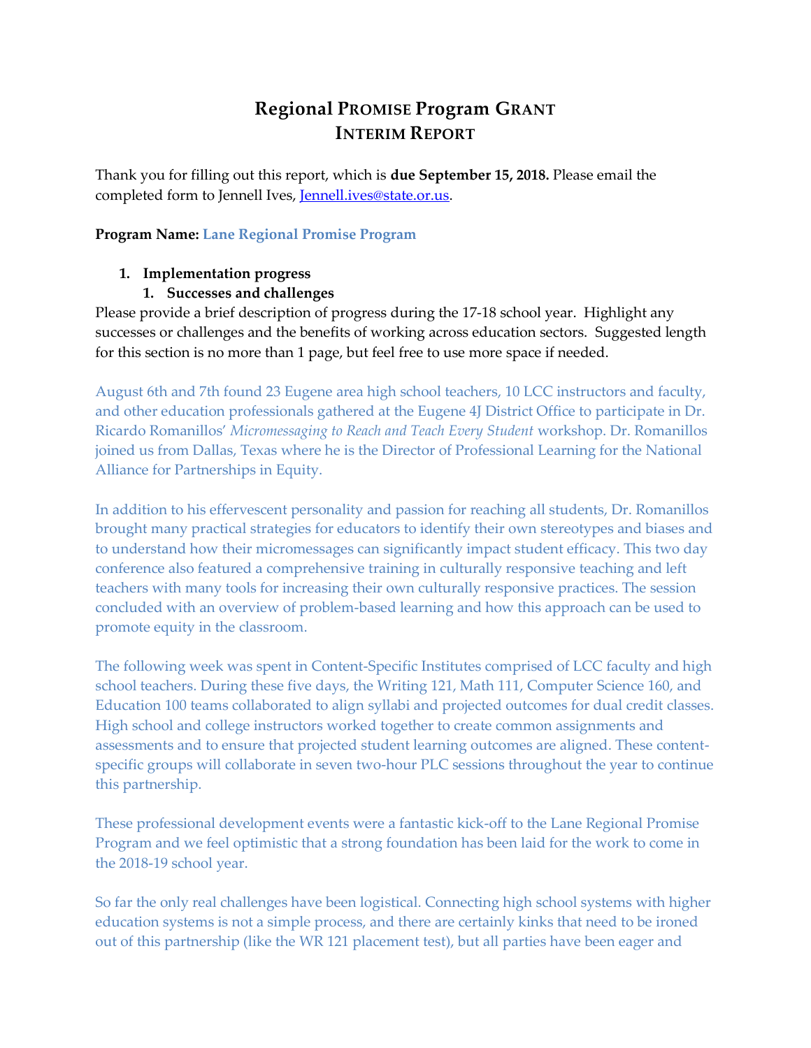# Regional PROMISE Program GRANT
## INTERIM REPORT

Thank you for filling out this report, which is **due September 15, 2018.** Please email the completed form to Jennell Ives, [Jennell.ives@state.or.us](mailto:Jennell.ives@state.or.us).

**Program Name:** Lane Regional Promise Program

1. **Implementation progress**
   1. **Successes and challenges**

Please provide a brief description of progress during the 17-18 school year. Highlight any successes or challenges and the benefits of working across education sectors. Suggested length for this section is no more than 1 page, but feel free to use more space if needed.

August 6th and 7th found 23 Eugene area high school teachers, 10 LCC instructors and faculty, and other education professionals gathered at the Eugene 4J District Office to participate in Dr. Ricardo Romanillos' *Micromessaging to Reach and Teach Every Student* workshop. Dr. Romanillos joined us from Dallas, Texas where he is the Director of Professional Learning for the National Alliance for Partnerships in Equity.

In addition to his effervescent personality and passion for reaching all students, Dr. Romanillos brought many practical strategies for educators to identify their own stereotypes and biases and to understand how their micromessages can significantly impact student efficacy. This two day conference also featured a comprehensive training in culturally responsive teaching and left teachers with many tools for increasing their own culturally responsive practices. The session concluded with an overview of problem-based learning and how this approach can be used to promote equity in the classroom.

The following week was spent in Content-Specific Institutes comprised of LCC faculty and high school teachers. During these five days, the Writing 121, Math 111, Computer Science 160, and Education 100 teams collaborated to align syllabi and projected outcomes for dual credit classes. High school and college instructors worked together to create common assignments and assessments and to ensure that projected student learning outcomes are aligned. These content-specific groups will collaborate in seven two-hour PLC sessions throughout the year to continue this partnership.

These professional development events were a fantastic kick-off to the Lane Regional Promise Program and we feel optimistic that a strong foundation has been laid for the work to come in the 2018-19 school year.

So far the only real challenges have been logistical. Connecting high school systems with higher education systems is not a simple process, and there are certainly kinks that need to be ironed out of this partnership (like the WR 121 placement test), but all parties have been eager and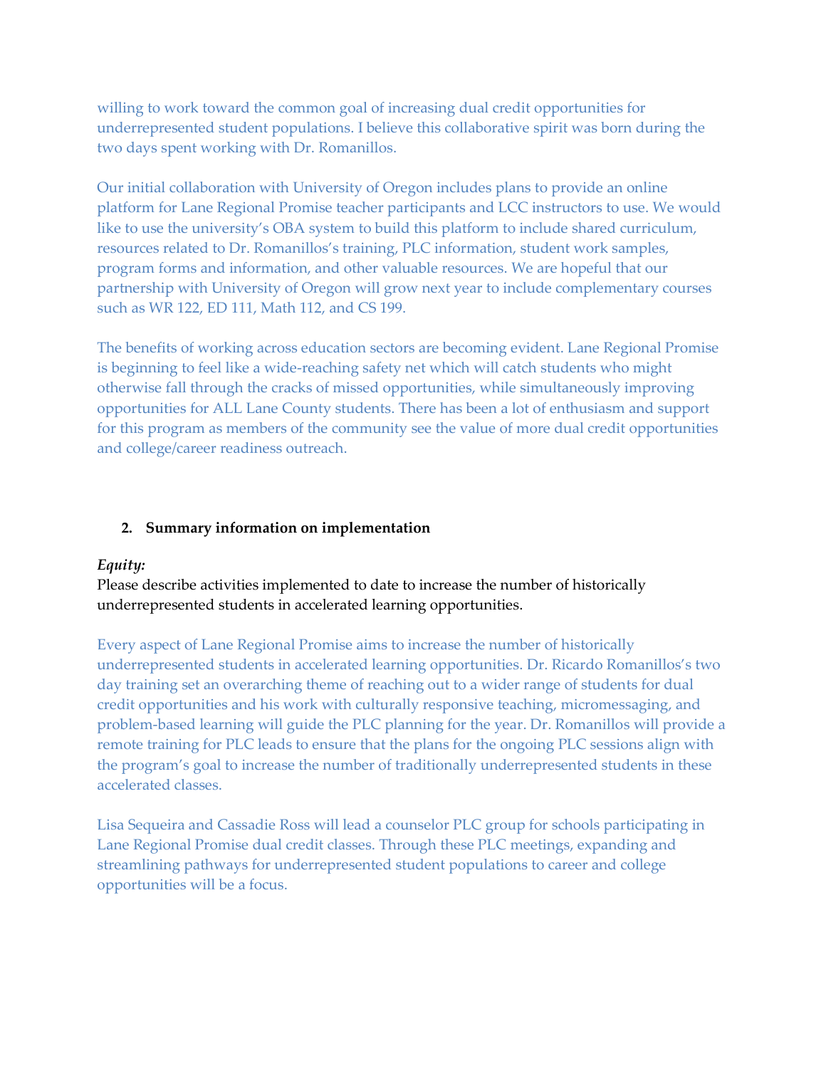willing to work toward the common goal of increasing dual credit opportunities for underrepresented student populations. I believe this collaborative spirit was born during the two days spent working with Dr. Romanillos.

Our initial collaboration with University of Oregon includes plans to provide an online platform for Lane Regional Promise teacher participants and LCC instructors to use. We would like to use the university's OBA system to build this platform to include shared curriculum, resources related to Dr. Romanillos's training, PLC information, student work samples, program forms and information, and other valuable resources. We are hopeful that our partnership with University of Oregon will grow next year to include complementary courses such as WR 122, ED 111, Math 112, and CS 199.

The benefits of working across education sectors are becoming evident. Lane Regional Promise is beginning to feel like a wide-reaching safety net which will catch students who might otherwise fall through the cracks of missed opportunities, while simultaneously improving opportunities for ALL Lane County students. There has been a lot of enthusiasm and support for this program as members of the community see the value of more dual credit opportunities and college/career readiness outreach.

## 2. Summary information on implementation

***Equity:***

Please describe activities implemented to date to increase the number of historically underrepresented students in accelerated learning opportunities.

Every aspect of Lane Regional Promise aims to increase the number of historically underrepresented students in accelerated learning opportunities. Dr. Ricardo Romanillos's two day training set an overarching theme of reaching out to a wider range of students for dual credit opportunities and his work with culturally responsive teaching, micromessaging, and problem-based learning will guide the PLC planning for the year. Dr. Romanillos will provide a remote training for PLC leads to ensure that the plans for the ongoing PLC sessions align with the program's goal to increase the number of traditionally underrepresented students in these accelerated classes.

Lisa Sequeira and Cassadie Ross will lead a counselor PLC group for schools participating in Lane Regional Promise dual credit classes. Through these PLC meetings, expanding and streamlining pathways for underrepresented student populations to career and college opportunities will be a focus.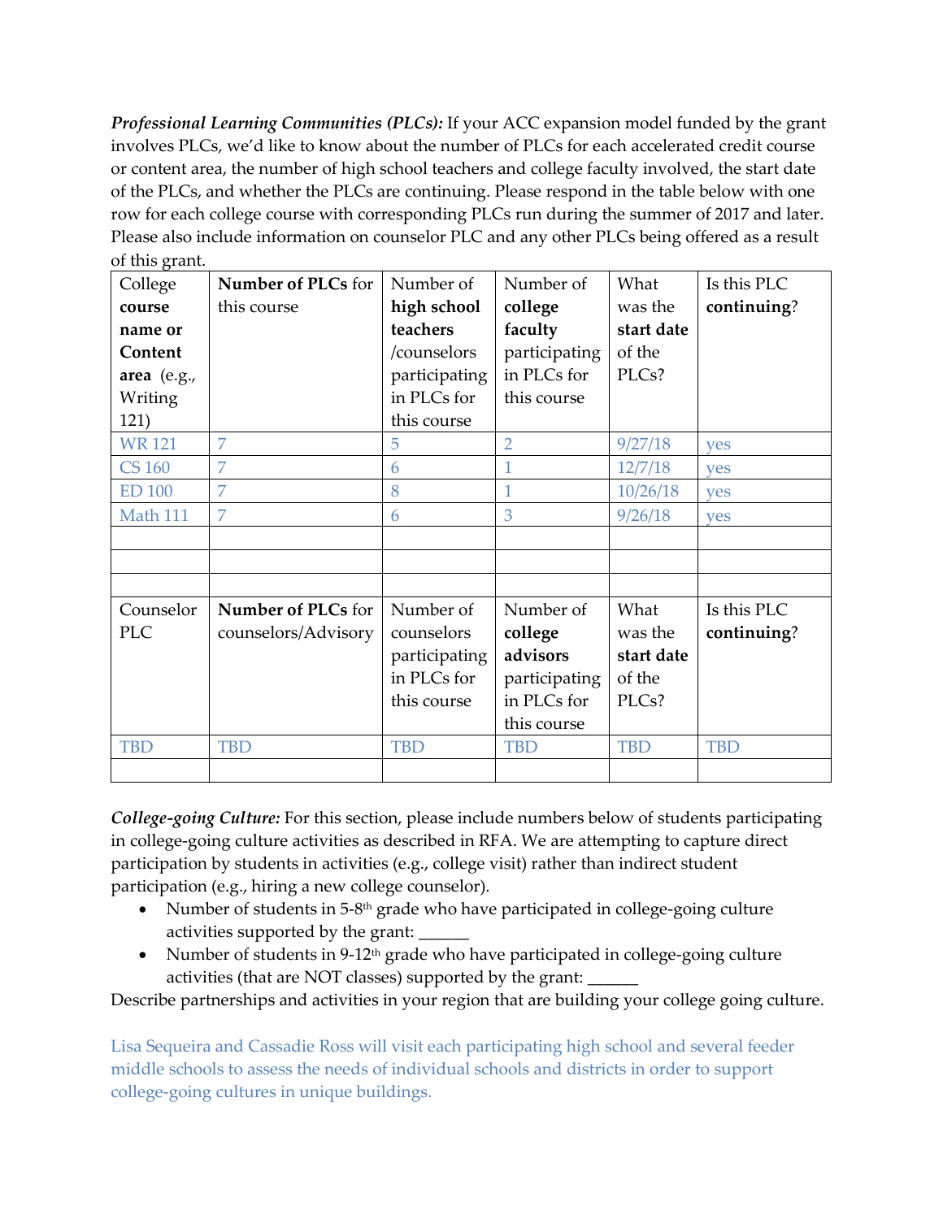***Professional Learning Communities (PLCs):*** If your ACC expansion model funded by the grant involves PLCs, we'd like to know about the number of PLCs for each accelerated credit course or content area, the number of high school teachers and college faculty involved, the start date of the PLCs, and whether the PLCs are continuing. Please respond in the table below with one row for each college course with corresponding PLCs run during the summer of 2017 and later. Please also include information on counselor PLC and any other PLCs being offered as a result of this grant.

| College **course name or Content area** (e.g., Writing 121) | **Number of PLCs** for this course | Number of **high school teachers** /counselors participating in PLCs for this course | Number of **college faculty** participating in PLCs for this course | What was the **start date** of the PLCs? | Is this PLC **continuing**? |
|---|---|---|---|---|---|
| WR 121 | 7 | 5 | 2 | 9/27/18 | yes |
| CS 160 | 7 | 6 | 1 | 12/7/18 | yes |
| ED 100 | 7 | 8 | 1 | 10/26/18 | yes |
| Math 111 | 7 | 6 | 3 | 9/26/18 | yes |
| | | | | | |
| | | | | | |
| | | | | | |
| Counselor PLC | **Number of PLCs** for counselors/Advisory | Number of counselors participating in PLCs for this course | Number of **college advisors** participating in PLCs for this course | What was the **start date** of the PLCs? | Is this PLC **continuing**? |
| TBD | TBD | TBD | TBD | TBD | TBD |
| | | | | | |

***College-going Culture:*** For this section, please include numbers below of students participating in college-going culture activities as described in RFA. We are attempting to capture direct participation by students in activities (e.g., college visit) rather than indirect student participation (e.g., hiring a new college counselor).

- Number of students in 5-8th grade who have participated in college-going culture activities supported by the grant: ______
- Number of students in 9-12th grade who have participated in college-going culture activities (that are NOT classes) supported by the grant: ______

Describe partnerships and activities in your region that are building your college going culture.

Lisa Sequeira and Cassadie Ross will visit each participating high school and several feeder middle schools to assess the needs of individual schools and districts in order to support college-going cultures in unique buildings.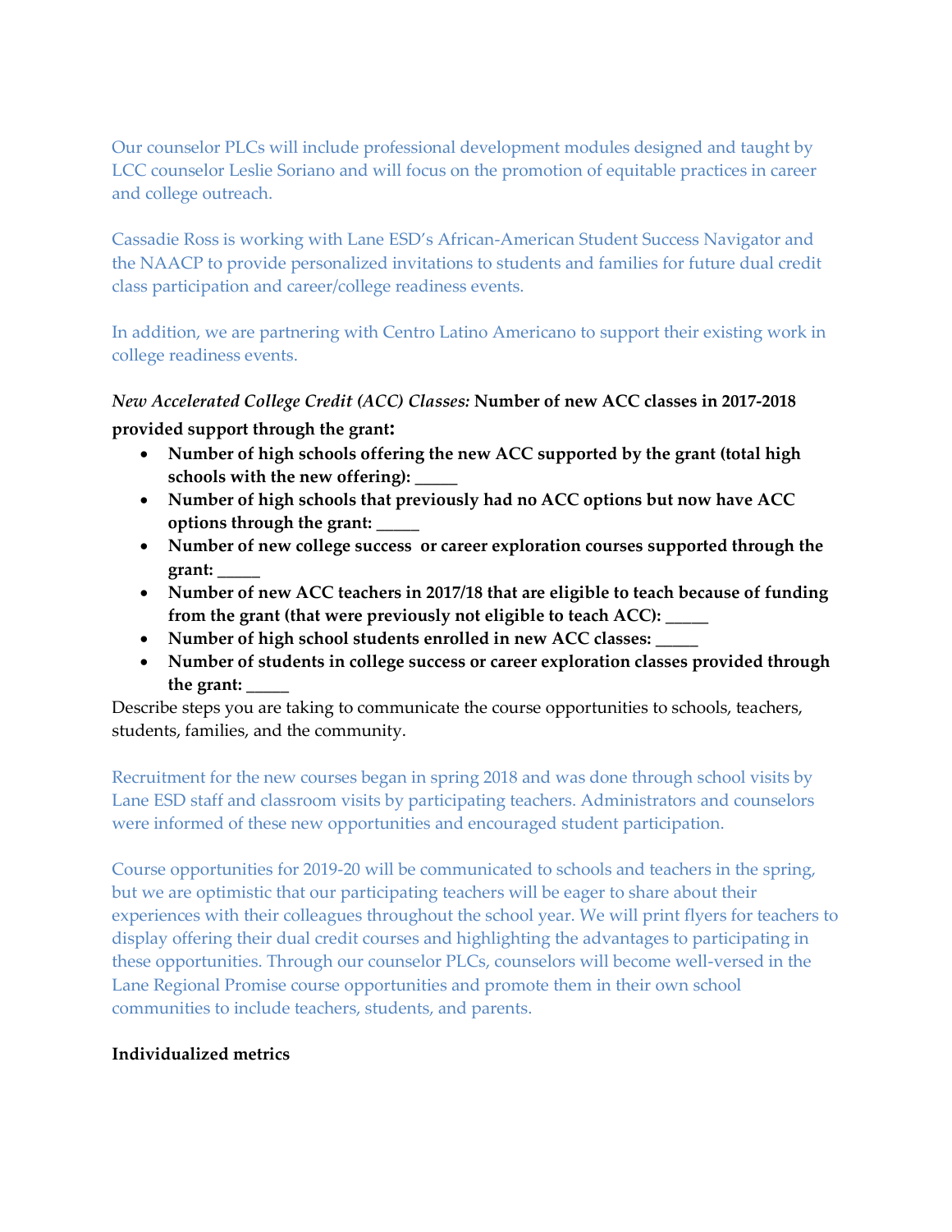Our counselor PLCs will include professional development modules designed and taught by LCC counselor Leslie Soriano and will focus on the promotion of equitable practices in career and college outreach.

Cassadie Ross is working with Lane ESD's African-American Student Success Navigator and the NAACP to provide personalized invitations to students and families for future dual credit class participation and career/college readiness events.

In addition, we are partnering with Centro Latino Americano to support their existing work in college readiness events.

*New Accelerated College Credit (ACC) Classes:* **Number of new ACC classes in 2017-2018 provided support through the grant:**

- **Number of high schools offering the new ACC supported by the grant (total high schools with the new offering): _____**
- **Number of high schools that previously had no ACC options but now have ACC options through the grant: _____**
- **Number of new college success or career exploration courses supported through the grant: _____**
- **Number of new ACC teachers in 2017/18 that are eligible to teach because of funding from the grant (that were previously not eligible to teach ACC): _____**
- **Number of high school students enrolled in new ACC classes: _____**
- **Number of students in college success or career exploration classes provided through the grant: _____**

Describe steps you are taking to communicate the course opportunities to schools, teachers, students, families, and the community.

Recruitment for the new courses began in spring 2018 and was done through school visits by Lane ESD staff and classroom visits by participating teachers. Administrators and counselors were informed of these new opportunities and encouraged student participation.

Course opportunities for 2019-20 will be communicated to schools and teachers in the spring, but we are optimistic that our participating teachers will be eager to share about their experiences with their colleagues throughout the school year. We will print flyers for teachers to display offering their dual credit courses and highlighting the advantages to participating in these opportunities. Through our counselor PLCs, counselors will become well-versed in the Lane Regional Promise course opportunities and promote them in their own school communities to include teachers, students, and parents.

**Individualized metrics**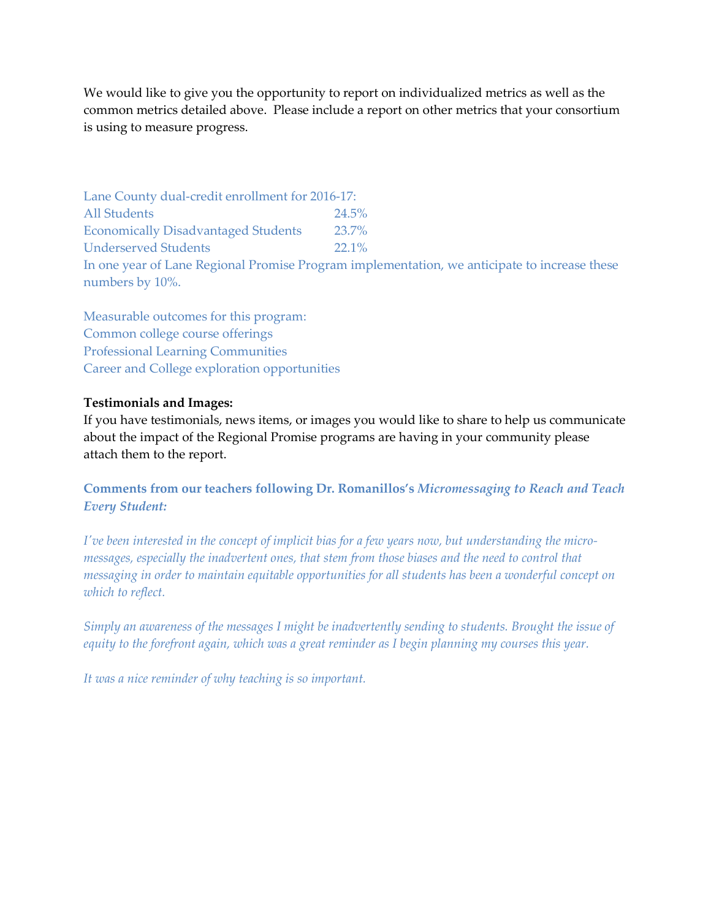We would like to give you the opportunity to report on individualized metrics as well as the common metrics detailed above. Please include a report on other metrics that your consortium is using to measure progress.

Lane County dual-credit enrollment for 2016-17:

| | |
|---|---|
| All Students | 24.5% |
| Economically Disadvantaged Students | 23.7% |
| Underserved Students | 22.1% |

In one year of Lane Regional Promise Program implementation, we anticipate to increase these numbers by 10%.

Measurable outcomes for this program:
Common college course offerings
Professional Learning Communities
Career and College exploration opportunities

**Testimonials and Images:**
If you have testimonials, news items, or images you would like to share to help us communicate about the impact of the Regional Promise programs are having in your community please attach them to the report.

**Comments from our teachers following Dr. Romanillos's *Micromessaging to Reach and Teach Every Student:***

*I've been interested in the concept of implicit bias for a few years now, but understanding the micro-messages, especially the inadvertent ones, that stem from those biases and the need to control that messaging in order to maintain equitable opportunities for all students has been a wonderful concept on which to reflect.*

*Simply an awareness of the messages I might be inadvertently sending to students. Brought the issue of equity to the forefront again, which was a great reminder as I begin planning my courses this year.*

*It was a nice reminder of why teaching is so important.*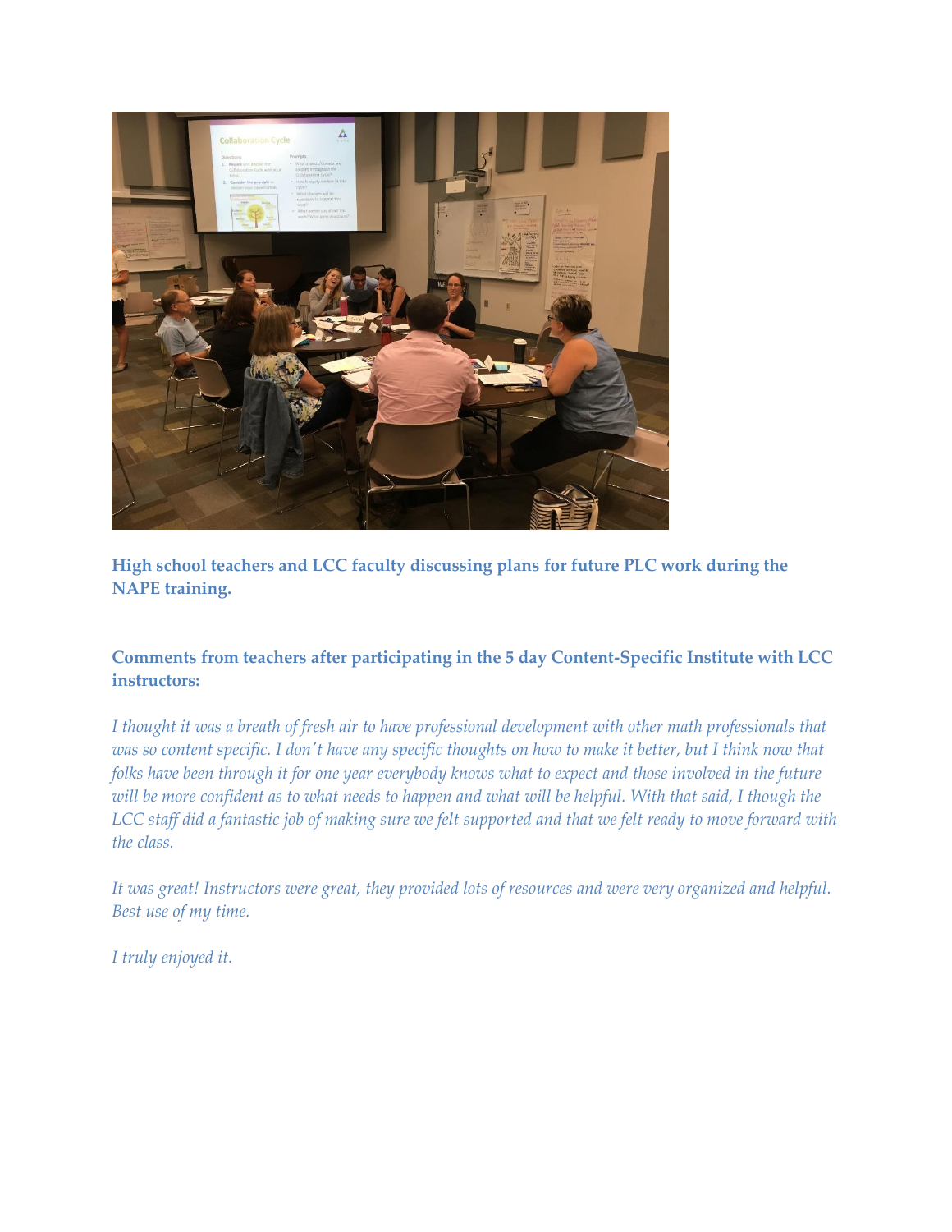**High school teachers and LCC faculty discussing plans for future PLC work during the NAPE training.**

**Comments from teachers after participating in the 5 day Content-Specific Institute with LCC instructors:**

*I thought it was a breath of fresh air to have professional development with other math professionals that was so content specific. I don't have any specific thoughts on how to make it better, but I think now that folks have been through it for one year everybody knows what to expect and those involved in the future will be more confident as to what needs to happen and what will be helpful. With that said, I though the LCC staff did a fantastic job of making sure we felt supported and that we felt ready to move forward with the class.*

*It was great! Instructors were great, they provided lots of resources and were very organized and helpful. Best use of my time.*

*I truly enjoyed it.*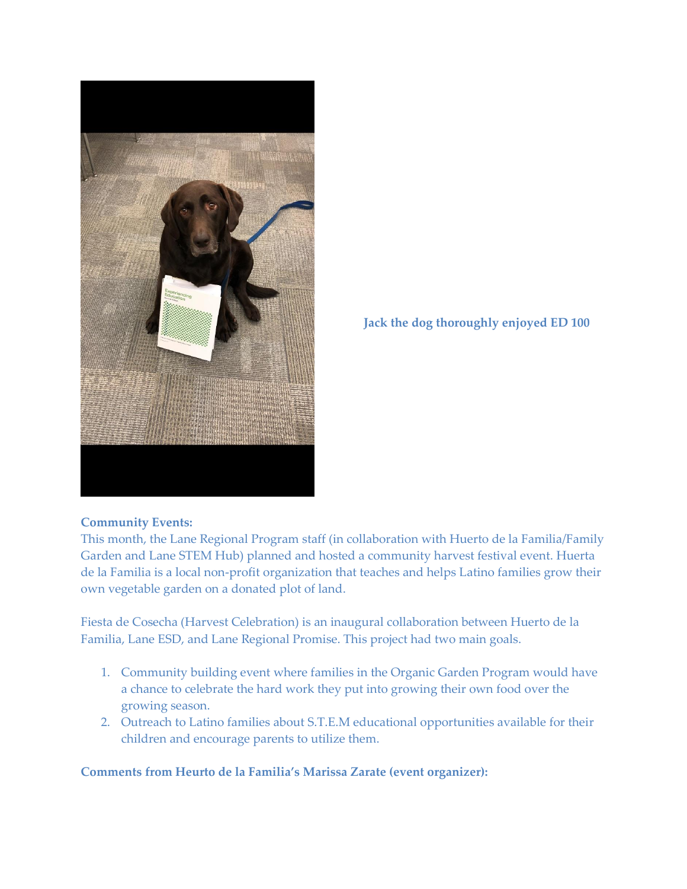**Jack the dog thoroughly enjoyed ED 100**

**Community Events:**

This month, the Lane Regional Program staff (in collaboration with Huerto de la Familia/Family Garden and Lane STEM Hub) planned and hosted a community harvest festival event. Huerta de la Familia is a local non-profit organization that teaches and helps Latino families grow their own vegetable garden on a donated plot of land.

Fiesta de Cosecha (Harvest Celebration) is an inaugural collaboration between Huerto de la Familia, Lane ESD, and Lane Regional Promise. This project had two main goals.

1. Community building event where families in the Organic Garden Program would have a chance to celebrate the hard work they put into growing their own food over the growing season.
2. Outreach to Latino families about S.T.E.M educational opportunities available for their children and encourage parents to utilize them.

**Comments from Heurto de la Familia's Marissa Zarate (event organizer):**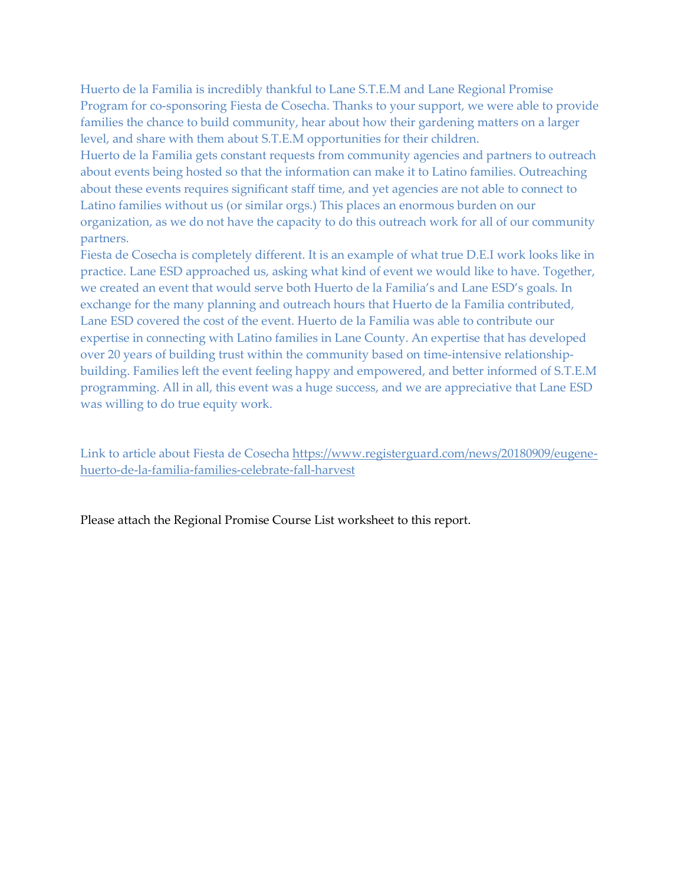Huerto de la Familia is incredibly thankful to Lane S.T.E.M and Lane Regional Promise Program for co-sponsoring Fiesta de Cosecha. Thanks to your support, we were able to provide families the chance to build community, hear about how their gardening matters on a larger level, and share with them about S.T.E.M opportunities for their children.

Huerto de la Familia gets constant requests from community agencies and partners to outreach about events being hosted so that the information can make it to Latino families. Outreaching about these events requires significant staff time, and yet agencies are not able to connect to Latino families without us (or similar orgs.) This places an enormous burden on our organization, as we do not have the capacity to do this outreach work for all of our community partners.

Fiesta de Cosecha is completely different. It is an example of what true D.E.I work looks like in practice. Lane ESD approached us, asking what kind of event we would like to have. Together, we created an event that would serve both Huerto de la Familia's and Lane ESD's goals. In exchange for the many planning and outreach hours that Huerto de la Familia contributed, Lane ESD covered the cost of the event. Huerto de la Familia was able to contribute our expertise in connecting with Latino families in Lane County. An expertise that has developed over 20 years of building trust within the community based on time-intensive relationship-building. Families left the event feeling happy and empowered, and better informed of S.T.E.M programming. All in all, this event was a huge success, and we are appreciative that Lane ESD was willing to do true equity work.

Link to article about Fiesta de Cosecha https://www.registerguard.com/news/20180909/eugene-huerto-de-la-familia-families-celebrate-fall-harvest

Please attach the Regional Promise Course List worksheet to this report.